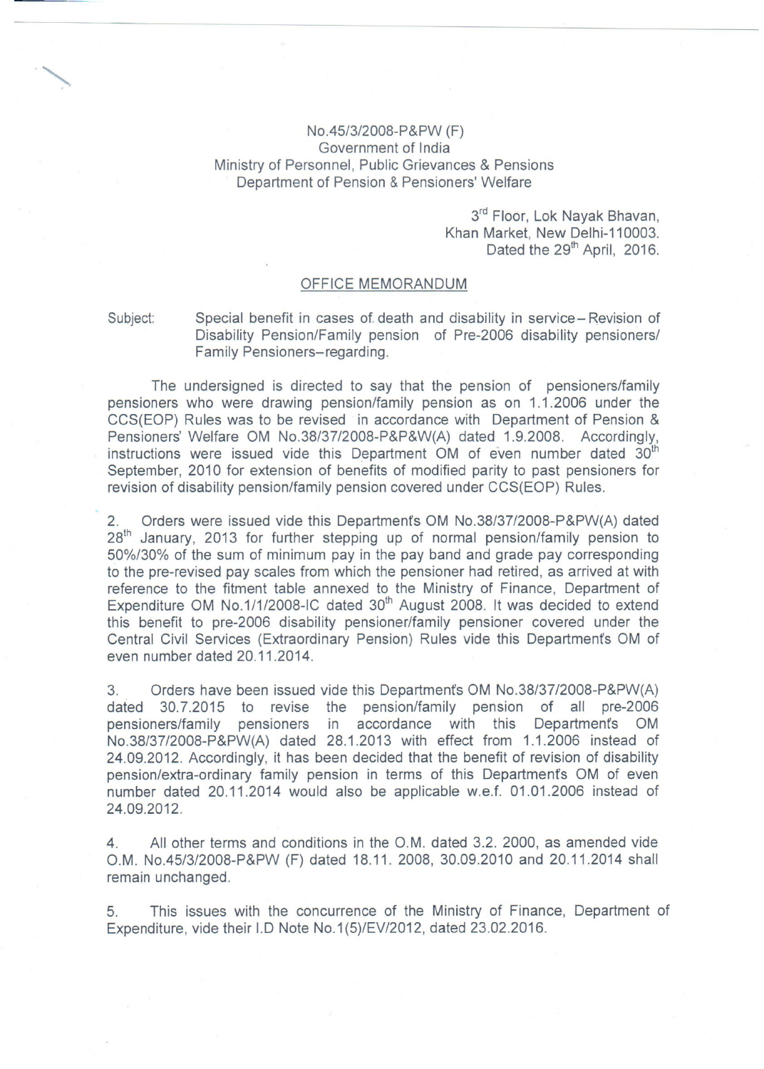No.45/3/2008-P&PW (F)
Government of India
Ministry of Personnel, Public Grievances & Pensions
Department of Pension & Pensioners' Welfare

3rd Floor, Lok Nayak Bhavan,
Khan Market, New Delhi-110003.
Dated the 29th April, 2016.

## OFFICE MEMORANDUM

Subject: Special benefit in cases of death and disability in service – Revision of Disability Pension/Family pension of Pre-2006 disability pensioners/ Family Pensioners – regarding.

The undersigned is directed to say that the pension of pensioners/family pensioners who were drawing pension/family pension as on 1.1.2006 under the CCS(EOP) Rules was to be revised in accordance with Department of Pension & Pensioners' Welfare OM No.38/37/2008-P&P&W(A) dated 1.9.2008. Accordingly, instructions were issued vide this Department OM of even number dated 30th September, 2010 for extension of benefits of modified parity to past pensioners for revision of disability pension/family pension covered under CCS(EOP) Rules.

2. Orders were issued vide this Department's OM No.38/37/2008-P&PW(A) dated 28th January, 2013 for further stepping up of normal pension/family pension to 50%/30% of the sum of minimum pay in the pay band and grade pay corresponding to the pre-revised pay scales from which the pensioner had retired, as arrived at with reference to the fitment table annexed to the Ministry of Finance, Department of Expenditure OM No.1/1/2008-IC dated 30th August 2008. It was decided to extend this benefit to pre-2006 disability pensioner/family pensioner covered under the Central Civil Services (Extraordinary Pension) Rules vide this Department's OM of even number dated 20.11.2014.

3. Orders have been issued vide this Department's OM No.38/37/2008-P&PW(A) dated 30.7.2015 to revise the pension/family pension of all pre-2006 pensioners/family pensioners in accordance with this Department's OM No.38/37/2008-P&PW(A) dated 28.1.2013 with effect from 1.1.2006 instead of 24.09.2012. Accordingly, it has been decided that the benefit of revision of disability pension/extra-ordinary family pension in terms of this Department's OM of even number dated 20.11.2014 would also be applicable w.e.f. 01.01.2006 instead of 24.09.2012.

4. All other terms and conditions in the O.M. dated 3.2. 2000, as amended vide O.M. No.45/3/2008-P&PW (F) dated 18.11. 2008, 30.09.2010 and 20.11.2014 shall remain unchanged.

5. This issues with the concurrence of the Ministry of Finance, Department of Expenditure, vide their I.D Note No.1(5)/EV/2012, dated 23.02.2016.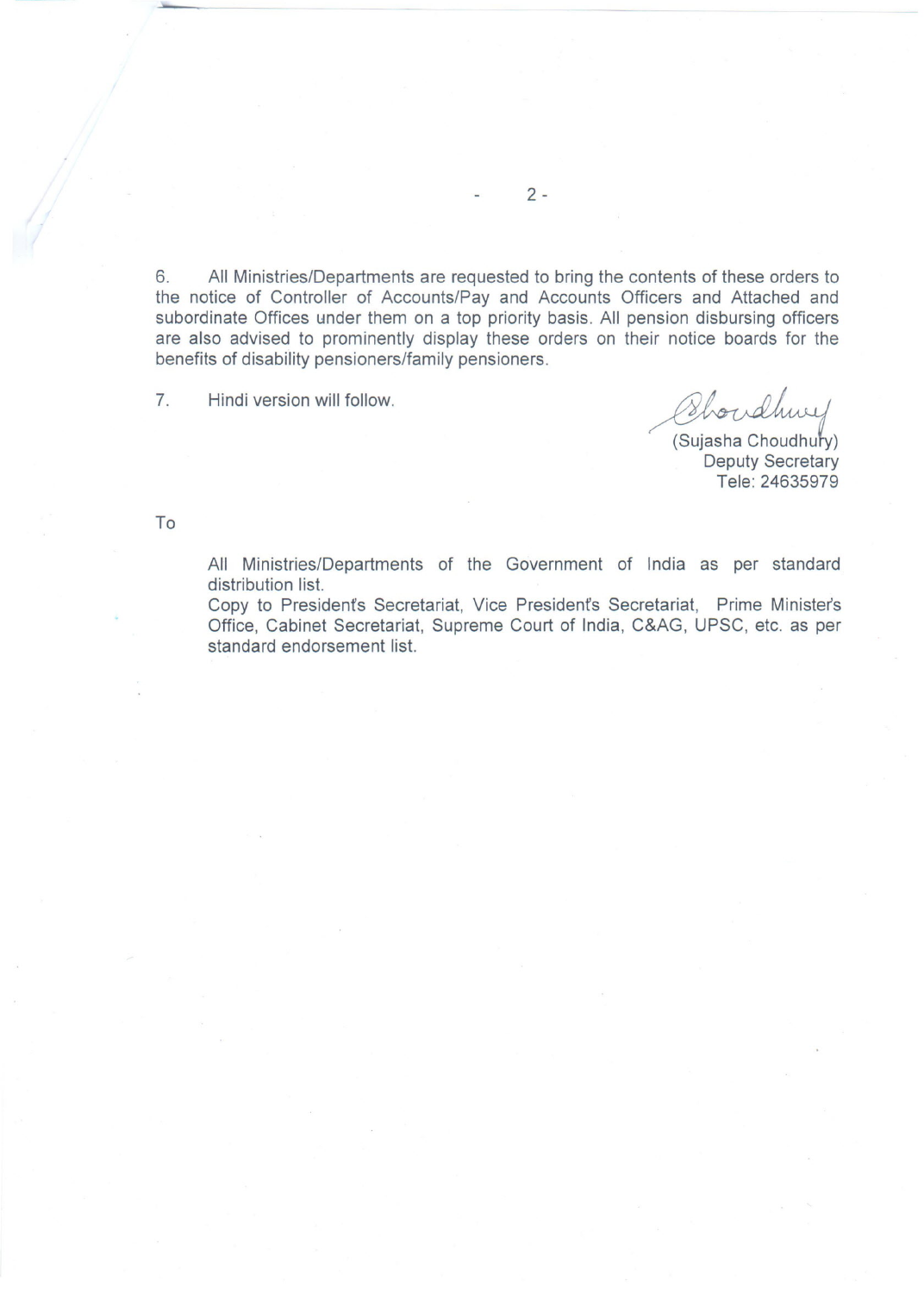6. All Ministries/Departments are requested to bring the contents of these orders to the notice of Controller of Accounts/Pay and Accounts Officers and Attached and subordinate Offices under them on a top priority basis. All pension disbursing officers are also advised to prominently display these orders on their notice boards for the benefits of disability pensioners/family pensioners.

7. Hindi version will follow.

(Sujasha Choudhury)
Deputy Secretary
Tele: 24635979

To

All Ministries/Departments of the Government of India as per standard distribution list.
Copy to President's Secretariat, Vice President's Secretariat, Prime Minister's Office, Cabinet Secretariat, Supreme Court of India, C&AG, UPSC, etc. as per standard endorsement list.